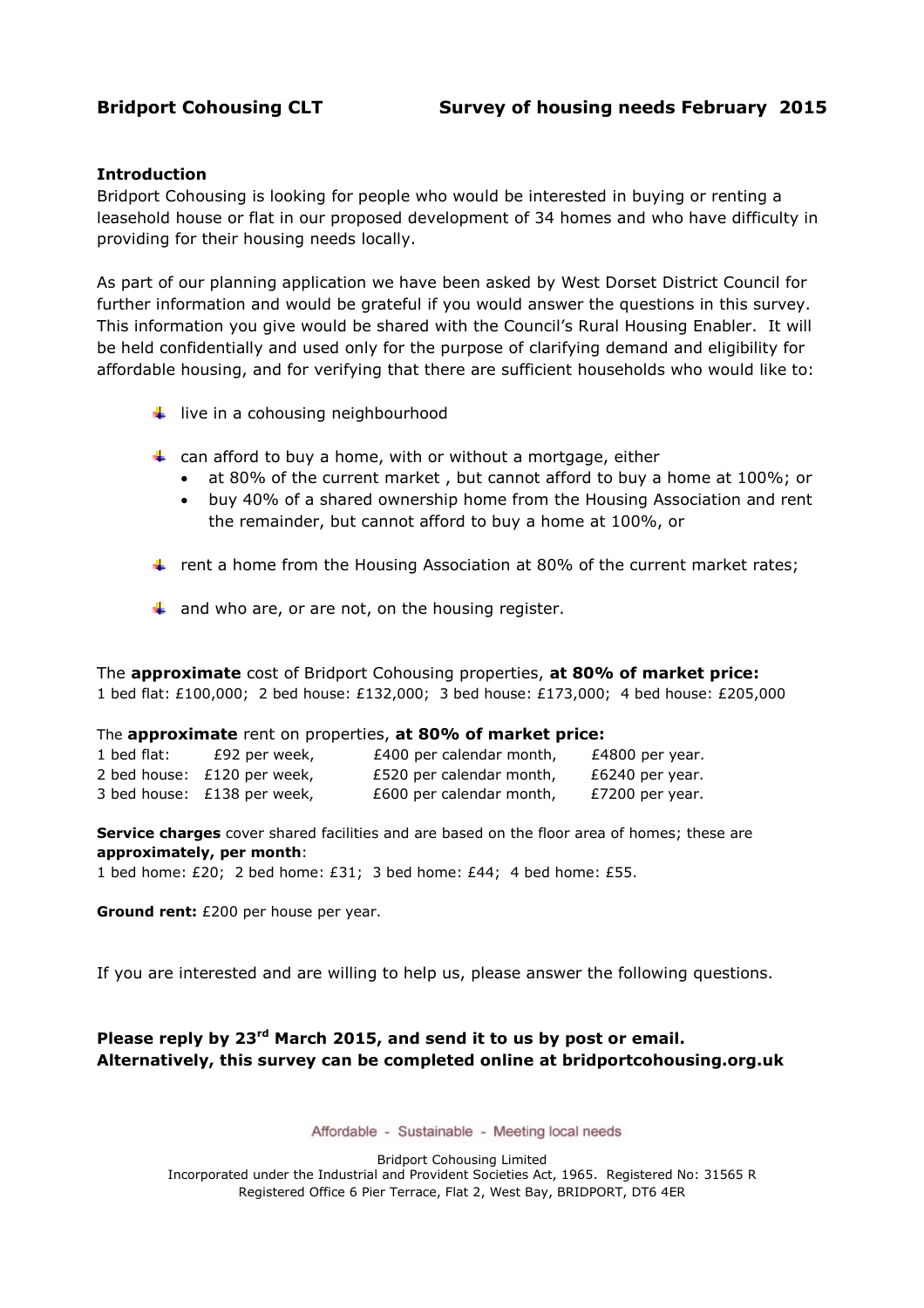**Bridport Cohousing CLT** **Survey of housing needs February 2015**

### Introduction

Bridport Cohousing is looking for people who would be interested in buying or renting a leasehold house or flat in our proposed development of 34 homes and who have difficulty in providing for their housing needs locally.

As part of our planning application we have been asked by West Dorset District Council for further information and would be grateful if you would answer the questions in this survey. This information you give would be shared with the Council's Rural Housing Enabler. It will be held confidentially and used only for the purpose of clarifying demand and eligibility for affordable housing, and for verifying that there are sufficient households who would like to:

- live in a cohousing neighbourhood
- can afford to buy a home, with or without a mortgage, either
  - at 80% of the current market , but cannot afford to buy a home at 100%; or
  - buy 40% of a shared ownership home from the Housing Association and rent the remainder, but cannot afford to buy a home at 100%, or
- rent a home from the Housing Association at 80% of the current market rates;
- and who are, or are not, on the housing register.

The **approximate** cost of Bridport Cohousing properties, **at 80% of market price:**
1 bed flat: £100,000; 2 bed house: £132,000; 3 bed house: £173,000; 4 bed house: £205,000

The **approximate** rent on properties, **at 80% of market price:**

| | | | |
|---|---|---|---|
| 1 bed flat: | £92 per week, | £400 per calendar month, | £4800 per year. |
| 2 bed house: | £120 per week, | £520 per calendar month, | £6240 per year. |
| 3 bed house: | £138 per week, | £600 per calendar month, | £7200 per year. |

**Service charges** cover shared facilities and are based on the floor area of homes; these are **approximately, per month**:
1 bed home: £20; 2 bed home: £31; 3 bed home: £44; 4 bed home: £55.

**Ground rent:** £200 per house per year.

If you are interested and are willing to help us, please answer the following questions.

**Please reply by 23rd March 2015, and send it to us by post or email.**
**Alternatively, this survey can be completed online at bridportcohousing.org.uk**

Affordable - Sustainable - Meeting local needs

Bridport Cohousing Limited
Incorporated under the Industrial and Provident Societies Act, 1965. Registered No: 31565 R
Registered Office 6 Pier Terrace, Flat 2, West Bay, BRIDPORT, DT6 4ER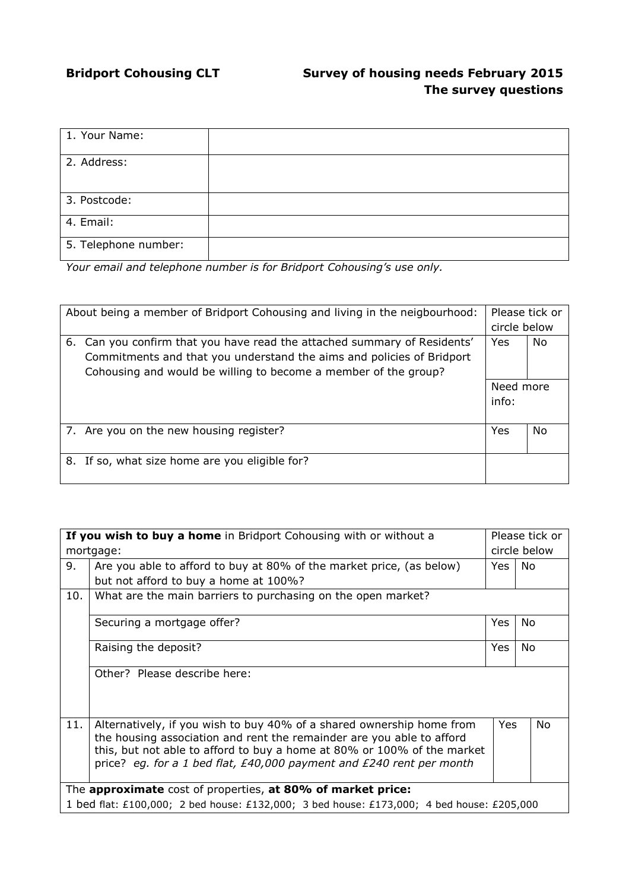**Bridport Cohousing CLT** **Survey of housing needs February 2015**
**The survey questions**

| | |
|---|---|
| 1. Your Name: | |
| 2. Address: | |
| 3. Postcode: | |
| 4. Email: | |
| 5. Telephone number: | |

*Your email and telephone number is for Bridport Cohousing's use only.*

| About being a member of Bridport Cohousing and living in the neigbourhood: | Please tick or circle below | |
|---|---|---|
| 6. Can you confirm that you have read the attached summary of Residents' Commitments and that you understand the aims and policies of Bridport Cohousing and would be willing to become a member of the group? | Yes | No |
| | Need more info: | |
| 7. Are you on the new housing register? | Yes | No |
| 8. If so, what size home are you eligible for? | | |

| **If you wish to buy a home** in Bridport Cohousing with or without a mortgage: | | Please tick or circle below | |
|---|---|---|---|
| 9. | Are you able to afford to buy at 80% of the market price, (as below) but not afford to buy a home at 100%? | Yes | No |
| 10. | What are the main barriers to purchasing on the open market? | | |
| | Securing a mortgage offer? | Yes | No |
| | Raising the deposit? | Yes | No |
| | Other? Please describe here: | | |
| 11. | Alternatively, if you wish to buy 40% of a shared ownership home from the housing association and rent the remainder are you able to afford this, but not able to afford to buy a home at 80% or 100% of the market price? *eg. for a 1 bed flat, £40,000 payment and £240 rent per month* | Yes | No |

The **approximate** cost of properties, **at 80% of market price:**
1 bed flat: £100,000; 2 bed house: £132,000; 3 bed house: £173,000; 4 bed house: £205,000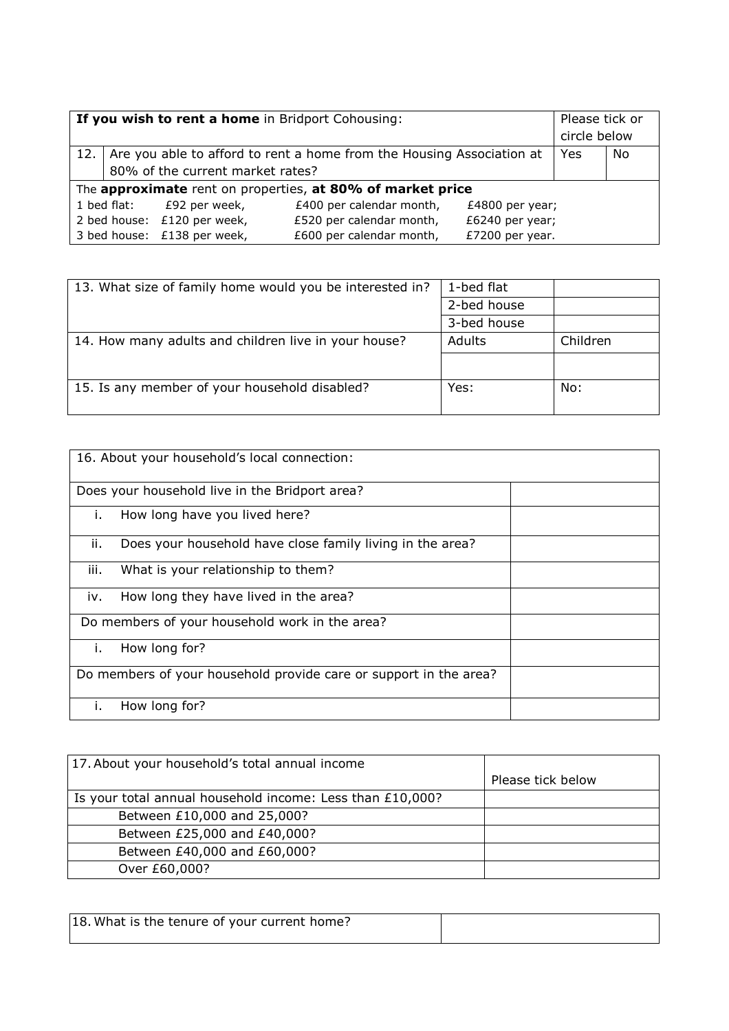| **If you wish to rent a home** in Bridport Cohousing: | | Please tick or circle below | |
|---|---|---|---|
| 12. | Are you able to afford to rent a home from the Housing Association at 80% of the current market rates? | Yes | No |

The **approximate** rent on properties, **at 80% of market price**

| | | | |
|---|---|---|---|
| 1 bed flat: | £92 per week, | £400 per calendar month, | £4800 per year; |
| 2 bed house: | £120 per week, | £520 per calendar month, | £6240 per year; |
| 3 bed house: | £138 per week, | £600 per calendar month, | £7200 per year. |

| | | |
|---|---|---|
| 13. What size of family home would you be interested in? | 1-bed flat | |
| | 2-bed house | |
| | 3-bed house | |
| 14. How many adults and children live in your house? | Adults | Children |
| | | |
| 15. Is any member of your household disabled? | Yes: | No: |

| 16. About your household's local connection: | |
|---|---|
| Does your household live in the Bridport area? | |
| i. How long have you lived here? | |
| ii. Does your household have close family living in the area? | |
| iii. What is your relationship to them? | |
| iv. How long they have lived in the area? | |
| Do members of your household work in the area? | |
| i. How long for? | |
| Do members of your household provide care or support in the area? | |
| i. How long for? | |

| 17. About your household's total annual income | Please tick below |
|---|---|
| Is your total annual household income: Less than £10,000? | |
| Between £10,000 and 25,000? | |
| Between £25,000 and £40,000? | |
| Between £40,000 and £60,000? | |
| Over £60,000? | |

| 18. What is the tenure of your current home? | |
|---|---|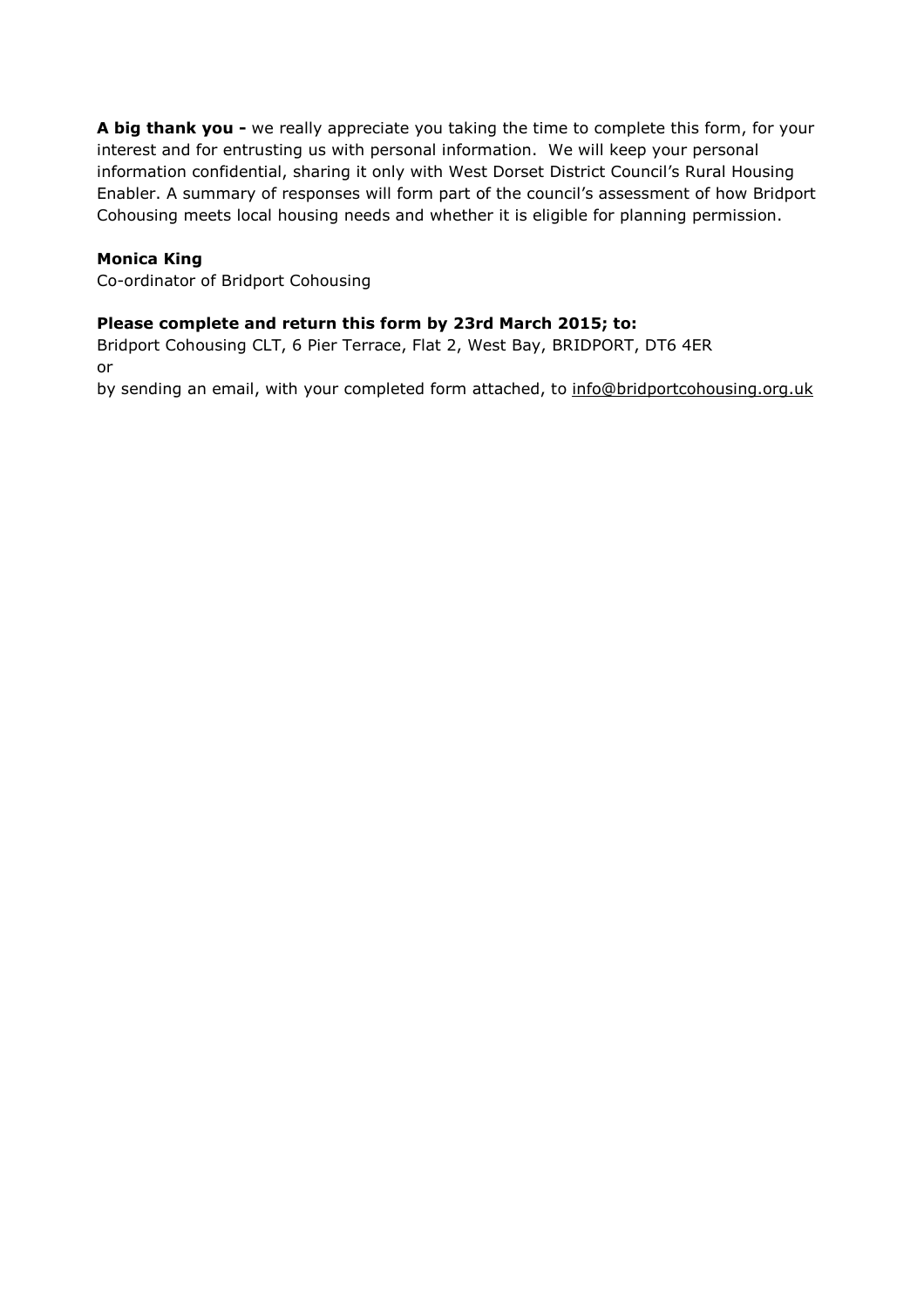**A big thank you -** we really appreciate you taking the time to complete this form, for your interest and for entrusting us with personal information. We will keep your personal information confidential, sharing it only with West Dorset District Council's Rural Housing Enabler. A summary of responses will form part of the council's assessment of how Bridport Cohousing meets local housing needs and whether it is eligible for planning permission.

**Monica King**
Co-ordinator of Bridport Cohousing

**Please complete and return this form by 23rd March 2015; to:**
Bridport Cohousing CLT, 6 Pier Terrace, Flat 2, West Bay, BRIDPORT, DT6 4ER
or
by sending an email, with your completed form attached, to info@bridportcohousing.org.uk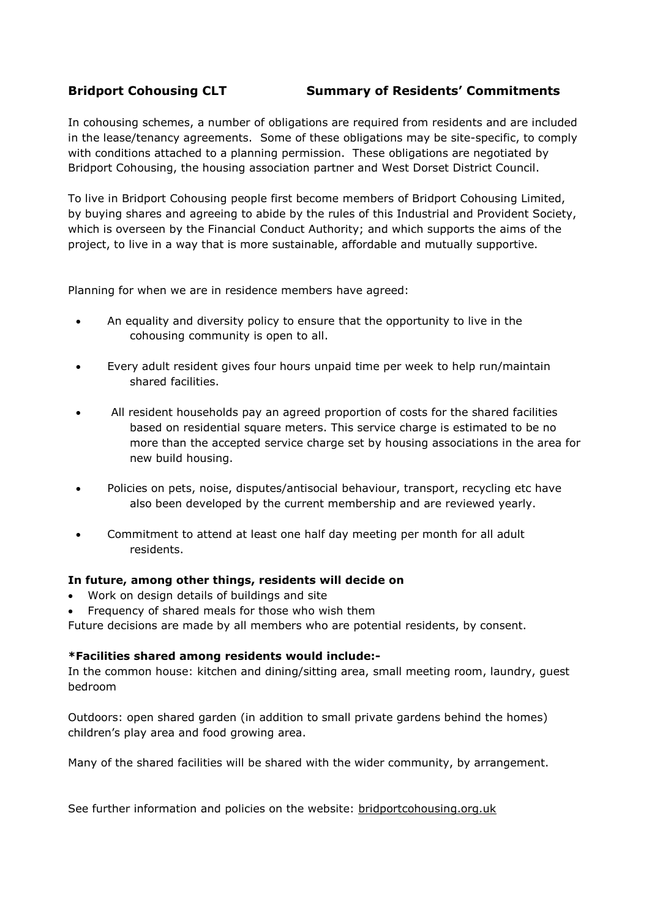**Bridport Cohousing CLT** **Summary of Residents' Commitments**

In cohousing schemes, a number of obligations are required from residents and are included in the lease/tenancy agreements. Some of these obligations may be site-specific, to comply with conditions attached to a planning permission. These obligations are negotiated by Bridport Cohousing, the housing association partner and West Dorset District Council.

To live in Bridport Cohousing people first become members of Bridport Cohousing Limited, by buying shares and agreeing to abide by the rules of this Industrial and Provident Society, which is overseen by the Financial Conduct Authority; and which supports the aims of the project, to live in a way that is more sustainable, affordable and mutually supportive.

Planning for when we are in residence members have agreed:

- An equality and diversity policy to ensure that the opportunity to live in the cohousing community is open to all.
- Every adult resident gives four hours unpaid time per week to help run/maintain shared facilities.
- All resident households pay an agreed proportion of costs for the shared facilities based on residential square meters. This service charge is estimated to be no more than the accepted service charge set by housing associations in the area for new build housing.
- Policies on pets, noise, disputes/antisocial behaviour, transport, recycling etc have also been developed by the current membership and are reviewed yearly.
- Commitment to attend at least one half day meeting per month for all adult residents.

**In future, among other things, residents will decide on**

- Work on design details of buildings and site
- Frequency of shared meals for those who wish them

Future decisions are made by all members who are potential residents, by consent.

**\*Facilities shared among residents would include:-**

In the common house: kitchen and dining/sitting area, small meeting room, laundry, guest bedroom

Outdoors: open shared garden (in addition to small private gardens behind the homes) children's play area and food growing area.

Many of the shared facilities will be shared with the wider community, by arrangement.

See further information and policies on the website: bridportcohousing.org.uk